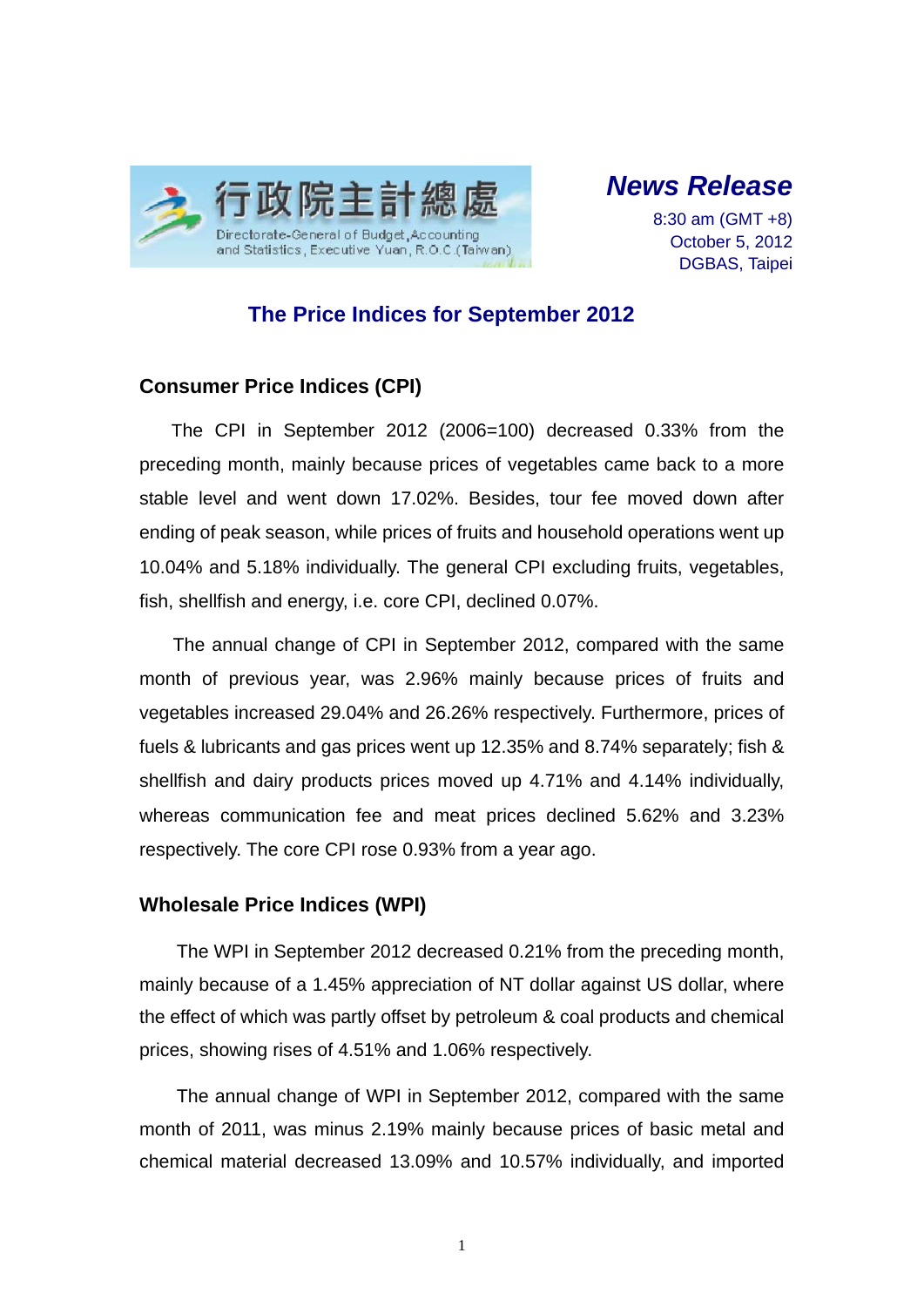行政院主計總處
Directorate-General of Budget, Accounting and Statistics, Executive Yuan, R.O.C.(Taiwan)

***News Release***

8:30 am (GMT +8)
October 5, 2012
DGBAS, Taipei

# The Price Indices for September 2012

## Consumer Price Indices (CPI)

The CPI in September 2012 (2006=100) decreased 0.33% from the preceding month, mainly because prices of vegetables came back to a more stable level and went down 17.02%. Besides, tour fee moved down after ending of peak season, while prices of fruits and household operations went up 10.04% and 5.18% individually. The general CPI excluding fruits, vegetables, fish, shellfish and energy, i.e. core CPI, declined 0.07%.

The annual change of CPI in September 2012, compared with the same month of previous year, was 2.96% mainly because prices of fruits and vegetables increased 29.04% and 26.26% respectively. Furthermore, prices of fuels & lubricants and gas prices went up 12.35% and 8.74% separately; fish & shellfish and dairy products prices moved up 4.71% and 4.14% individually, whereas communication fee and meat prices declined 5.62% and 3.23% respectively. The core CPI rose 0.93% from a year ago.

## Wholesale Price Indices (WPI)

The WPI in September 2012 decreased 0.21% from the preceding month, mainly because of a 1.45% appreciation of NT dollar against US dollar, where the effect of which was partly offset by petroleum & coal products and chemical prices, showing rises of 4.51% and 1.06% respectively.

The annual change of WPI in September 2012, compared with the same month of 2011, was minus 2.19% mainly because prices of basic metal and chemical material decreased 13.09% and 10.57% individually, and imported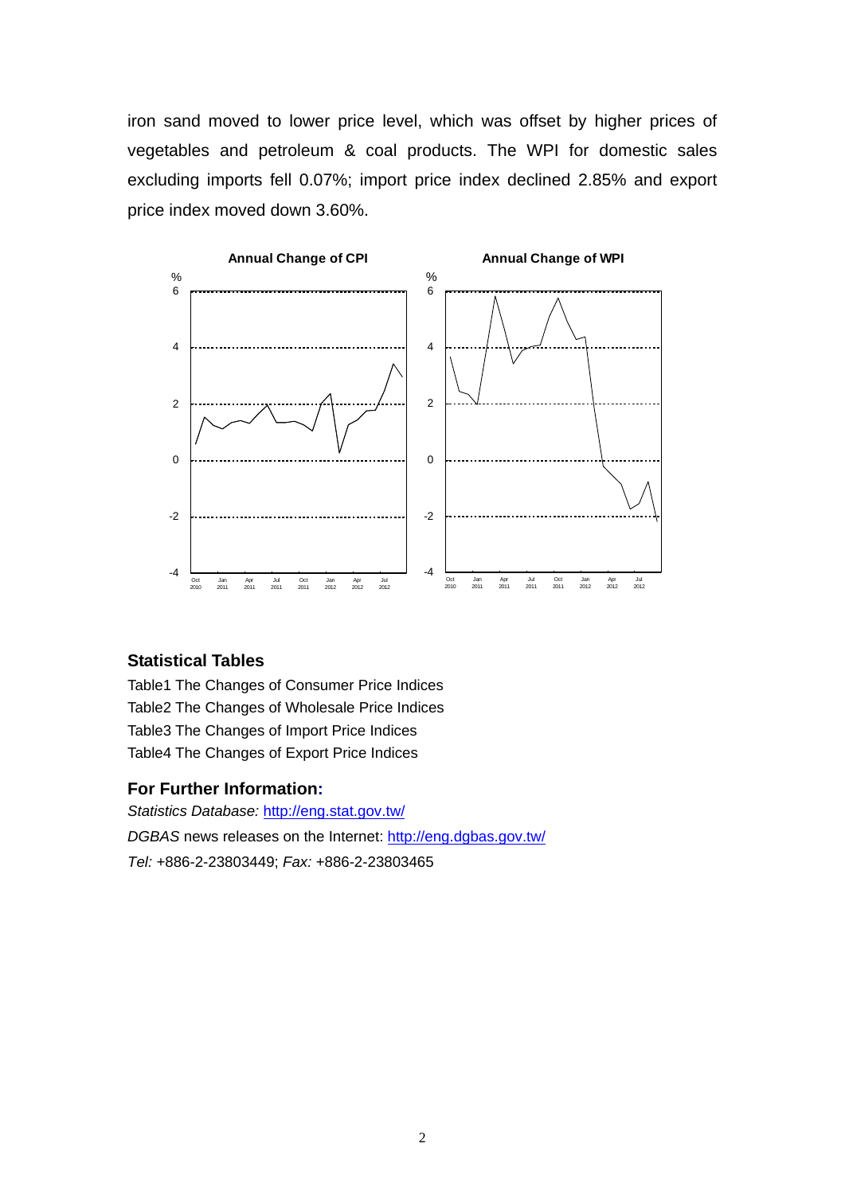iron sand moved to lower price level, which was offset by higher prices of vegetables and petroleum & coal products. The WPI for domestic sales excluding imports fell 0.07%; import price index declined 2.85% and export price index moved down 3.60%.

**Annual Change of CPI**

**Annual Change of WPI**

## Statistical Tables

Table1 The Changes of Consumer Price Indices
Table2 The Changes of Wholesale Price Indices
Table3 The Changes of Import Price Indices
Table4 The Changes of Export Price Indices

## For Further Information:

*Statistics Database:* http://eng.stat.gov.tw/
*DGBAS* news releases on the Internet: http://eng.dgbas.gov.tw/
*Tel:* +886-2-23803449; *Fax:* +886-2-23803465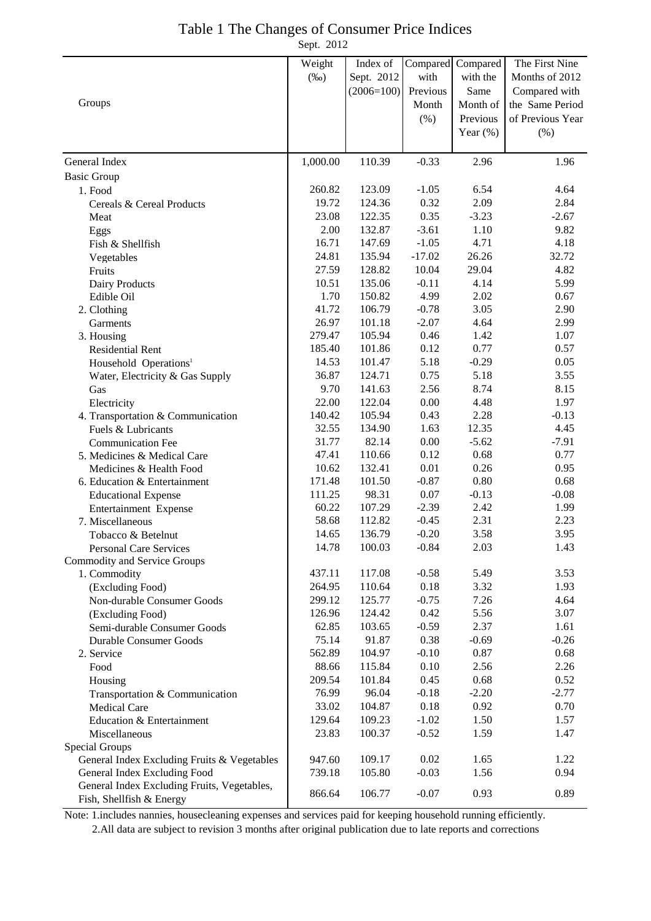# Table 1 The Changes of Consumer Price Indices

Sept. 2012

| Groups | Weight (‰) | Index of Sept. 2012 (2006=100) | Compared with Previous Month (%) | Compared with the Same Month of Previous Year (%) | The First Nine Months of 2012 Compared with the Same Period of Previous Year (%) |
|---|---|---|---|---|---|
| General Index | 1,000.00 | 110.39 | -0.33 | 2.96 | 1.96 |
| Basic Group | | | | | |
| 1. Food | 260.82 | 123.09 | -1.05 | 6.54 | 4.64 |
| Cereals & Cereal Products | 19.72 | 124.36 | 0.32 | 2.09 | 2.84 |
| Meat | 23.08 | 122.35 | 0.35 | -3.23 | -2.67 |
| Eggs | 2.00 | 132.87 | -3.61 | 1.10 | 9.82 |
| Fish & Shellfish | 16.71 | 147.69 | -1.05 | 4.71 | 4.18 |
| Vegetables | 24.81 | 135.94 | -17.02 | 26.26 | 32.72 |
| Fruits | 27.59 | 128.82 | 10.04 | 29.04 | 4.82 |
| Dairy Products | 10.51 | 135.06 | -0.11 | 4.14 | 5.99 |
| Edible Oil | 1.70 | 150.82 | 4.99 | 2.02 | 0.67 |
| 2. Clothing | 41.72 | 106.79 | -0.78 | 3.05 | 2.90 |
| Garments | 26.97 | 101.18 | -2.07 | 4.64 | 2.99 |
| 3. Housing | 279.47 | 105.94 | 0.46 | 1.42 | 1.07 |
| Residential Rent | 185.40 | 101.86 | 0.12 | 0.77 | 0.57 |
| Household Operations[1] | 14.53 | 101.47 | 5.18 | -0.29 | 0.05 |
| Water, Electricity & Gas Supply | 36.87 | 124.71 | 0.75 | 5.18 | 3.55 |
| Gas | 9.70 | 141.63 | 2.56 | 8.74 | 8.15 |
| Electricity | 22.00 | 122.04 | 0.00 | 4.48 | 1.97 |
| 4. Transportation & Communication | 140.42 | 105.94 | 0.43 | 2.28 | -0.13 |
| Fuels & Lubricants | 32.55 | 134.90 | 1.63 | 12.35 | 4.45 |
| Communication Fee | 31.77 | 82.14 | 0.00 | -5.62 | -7.91 |
| 5. Medicines & Medical Care | 47.41 | 110.66 | 0.12 | 0.68 | 0.77 |
| Medicines & Health Food | 10.62 | 132.41 | 0.01 | 0.26 | 0.95 |
| 6. Education & Entertainment | 171.48 | 101.50 | -0.87 | 0.80 | 0.68 |
| Educational Expense | 111.25 | 98.31 | 0.07 | -0.13 | -0.08 |
| Entertainment Expense | 60.22 | 107.29 | -2.39 | 2.42 | 1.99 |
| 7. Miscellaneous | 58.68 | 112.82 | -0.45 | 2.31 | 2.23 |
| Tobacco & Betelnut | 14.65 | 136.79 | -0.20 | 3.58 | 3.95 |
| Personal Care Services | 14.78 | 100.03 | -0.84 | 2.03 | 1.43 |
| Commodity and Service Groups | | | | | |
| 1. Commodity | 437.11 | 117.08 | -0.58 | 5.49 | 3.53 |
| (Excluding Food) | 264.95 | 110.64 | 0.18 | 3.32 | 1.93 |
| Non-durable Consumer Goods | 299.12 | 125.77 | -0.75 | 7.26 | 4.64 |
| (Excluding Food) | 126.96 | 124.42 | 0.42 | 5.56 | 3.07 |
| Semi-durable Consumer Goods | 62.85 | 103.65 | -0.59 | 2.37 | 1.61 |
| Durable Consumer Goods | 75.14 | 91.87 | 0.38 | -0.69 | -0.26 |
| 2. Service | 562.89 | 104.97 | -0.10 | 0.87 | 0.68 |
| Food | 88.66 | 115.84 | 0.10 | 2.56 | 2.26 |
| Housing | 209.54 | 101.84 | 0.45 | 0.68 | 0.52 |
| Transportation & Communication | 76.99 | 96.04 | -0.18 | -2.20 | -2.77 |
| Medical Care | 33.02 | 104.87 | 0.18 | 0.92 | 0.70 |
| Education & Entertainment | 129.64 | 109.23 | -1.02 | 1.50 | 1.57 |
| Miscellaneous | 23.83 | 100.37 | -0.52 | 1.59 | 1.47 |
| Special Groups | | | | | |
| General Index Excluding Fruits & Vegetables | 947.60 | 109.17 | 0.02 | 1.65 | 1.22 |
| General Index Excluding Food | 739.18 | 105.80 | -0.03 | 1.56 | 0.94 |
| General Index Excluding Fruits, Vegetables, Fish, Shellfish & Energy | 866.64 | 106.77 | -0.07 | 0.93 | 0.89 |

Note: 1.includes nannies, housecleaning expenses and services paid for keeping household running efficiently.
2.All data are subject to revision 3 months after original publication due to late reports and corrections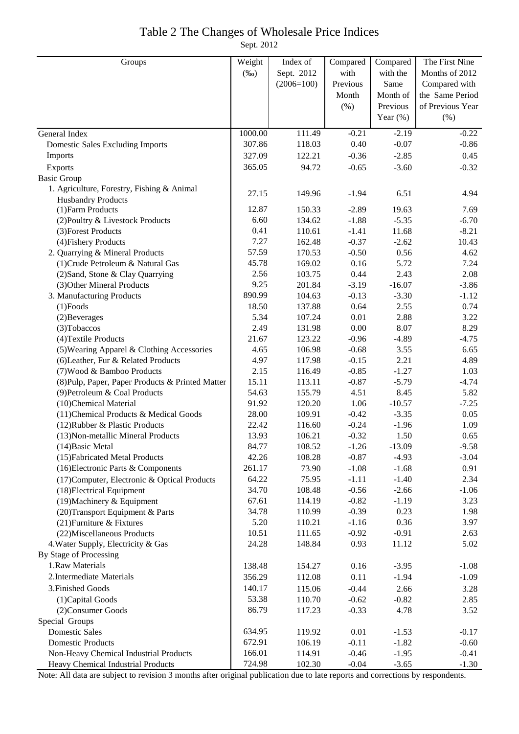# Table 2 The Changes of Wholesale Price Indices

Sept. 2012

| Groups | Weight (‰) | Index of Sept. 2012 (2006=100) | Compared with Previous Month (%) | Compared with the Same Month of Previous Year (%) | The First Nine Months of 2012 Compared with the Same Period of Previous Year (%) |
|---|---|---|---|---|---|
| General Index | 1000.00 | 111.49 | -0.21 | -2.19 | -0.22 |
| Domestic Sales Excluding Imports | 307.86 | 118.03 | 0.40 | -0.07 | -0.86 |
| Imports | 327.09 | 122.21 | -0.36 | -2.85 | 0.45 |
| Exports | 365.05 | 94.72 | -0.65 | -3.60 | -0.32 |
| Basic Group | | | | | |
| 1. Agriculture, Forestry, Fishing & Animal Husbandry Products | 27.15 | 149.96 | -1.94 | 6.51 | 4.94 |
| (1)Farm Products | 12.87 | 150.33 | -2.89 | 19.63 | 7.69 |
| (2)Poultry & Livestock Products | 6.60 | 134.62 | -1.88 | -5.35 | -6.70 |
| (3)Forest Products | 0.41 | 110.61 | -1.41 | 11.68 | -8.21 |
| (4)Fishery Products | 7.27 | 162.48 | -0.37 | -2.62 | 10.43 |
| 2. Quarrying & Mineral Products | 57.59 | 170.53 | -0.50 | 0.56 | 4.62 |
| (1)Crude Petroleum & Natural Gas | 45.78 | 169.02 | 0.16 | 5.72 | 7.24 |
| (2)Sand, Stone & Clay Quarrying | 2.56 | 103.75 | 0.44 | 2.43 | 2.08 |
| (3)Other Mineral Products | 9.25 | 201.84 | -3.19 | -16.07 | -3.86 |
| 3. Manufacturing Products | 890.99 | 104.63 | -0.13 | -3.30 | -1.12 |
| (1)Foods | 18.50 | 137.88 | 0.64 | 2.55 | 0.74 |
| (2)Beverages | 5.34 | 107.24 | 0.01 | 2.88 | 3.22 |
| (3)Tobaccos | 2.49 | 131.98 | 0.00 | 8.07 | 8.29 |
| (4)Textile Products | 21.67 | 123.22 | -0.96 | -4.89 | -4.75 |
| (5)Wearing Apparel & Clothing Accessories | 4.65 | 106.98 | -0.68 | 3.55 | 6.65 |
| (6)Leather, Fur & Related Products | 4.97 | 117.98 | -0.15 | 2.21 | 4.89 |
| (7)Wood & Bamboo Products | 2.15 | 116.49 | -0.85 | -1.27 | 1.03 |
| (8)Pulp, Paper, Paper Products & Printed Matter | 15.11 | 113.11 | -0.87 | -5.79 | -4.74 |
| (9)Petroleum & Coal Products | 54.63 | 155.79 | 4.51 | 8.45 | 5.82 |
| (10)Chemical Material | 91.92 | 120.20 | 1.06 | -10.57 | -7.25 |
| (11)Chemical Products & Medical Goods | 28.00 | 109.91 | -0.42 | -3.35 | 0.05 |
| (12)Rubber & Plastic Products | 22.42 | 116.60 | -0.24 | -1.96 | 1.09 |
| (13)Non-metallic Mineral Products | 13.93 | 106.21 | -0.32 | 1.50 | 0.65 |
| (14)Basic Metal | 84.77 | 108.52 | -1.26 | -13.09 | -9.58 |
| (15)Fabricated Metal Products | 42.26 | 108.28 | -0.87 | -4.93 | -3.04 |
| (16)Electronic Parts & Components | 261.17 | 73.90 | -1.08 | -1.68 | 0.91 |
| (17)Computer, Electronic & Optical Products | 64.22 | 75.95 | -1.11 | -1.40 | 2.34 |
| (18)Electrical Equipment | 34.70 | 108.48 | -0.56 | -2.66 | -1.06 |
| (19)Machinery & Equipment | 67.61 | 114.19 | -0.82 | -1.19 | 3.23 |
| (20)Transport Equipment & Parts | 34.78 | 110.99 | -0.39 | 0.23 | 1.98 |
| (21)Furniture & Fixtures | 5.20 | 110.21 | -1.16 | 0.36 | 3.97 |
| (22)Miscellaneous Products | 10.51 | 111.65 | -0.92 | -0.91 | 2.63 |
| 4.Water Supply, Electricity & Gas | 24.28 | 148.84 | 0.93 | 11.12 | 5.02 |
| By Stage of Processing | | | | | |
| 1.Raw Materials | 138.48 | 154.27 | 0.16 | -3.95 | -1.08 |
| 2.Intermediate Materials | 356.29 | 112.08 | 0.11 | -1.94 | -1.09 |
| 3.Finished Goods | 140.17 | 115.06 | -0.44 | 2.66 | 3.28 |
| (1)Capital Goods | 53.38 | 110.70 | -0.62 | -0.82 | 2.85 |
| (2)Consumer Goods | 86.79 | 117.23 | -0.33 | 4.78 | 3.52 |
| Special Groups | | | | | |
| Domestic Sales | 634.95 | 119.92 | 0.01 | -1.53 | -0.17 |
| Domestic Products | 672.91 | 106.19 | -0.11 | -1.82 | -0.60 |
| Non-Heavy Chemical Industrial Products | 166.01 | 114.91 | -0.46 | -1.95 | -0.41 |
| Heavy Chemical Industrial Products | 724.98 | 102.30 | -0.04 | -3.65 | -1.30 |

Note: All data are subject to revision 3 months after original publication due to late reports and corrections by respondents.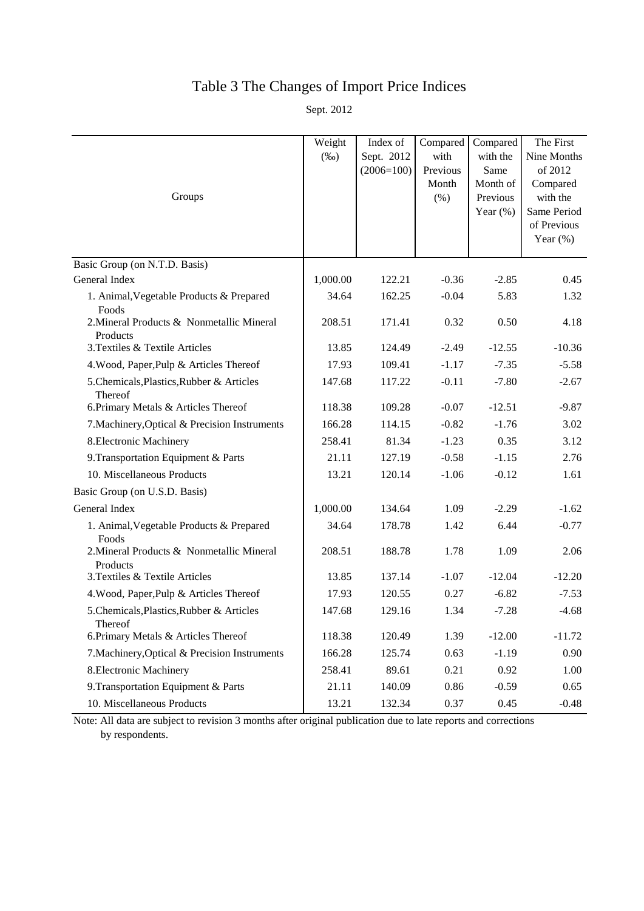# Table 3 The Changes of Import Price Indices

Sept. 2012

| Groups | Weight (‰) | Index of Sept. 2012 (2006=100) | Compared with Previous Month (%) | Compared with the Same Month of Previous Year (%) | The First Nine Months of 2012 Compared with the Same Period of Previous Year (%) |
|---|---|---|---|---|---|
| Basic Group (on N.T.D. Basis) | | | | | |
| General Index | 1,000.00 | 122.21 | -0.36 | -2.85 | 0.45 |
| 1. Animal,Vegetable Products & Prepared Foods | 34.64 | 162.25 | -0.04 | 5.83 | 1.32 |
| 2.Mineral Products & Nonmetallic Mineral Products | 208.51 | 171.41 | 0.32 | 0.50 | 4.18 |
| 3.Textiles & Textile Articles | 13.85 | 124.49 | -2.49 | -12.55 | -10.36 |
| 4.Wood, Paper,Pulp & Articles Thereof | 17.93 | 109.41 | -1.17 | -7.35 | -5.58 |
| 5.Chemicals,Plastics,Rubber & Articles Thereof | 147.68 | 117.22 | -0.11 | -7.80 | -2.67 |
| 6.Primary Metals & Articles Thereof | 118.38 | 109.28 | -0.07 | -12.51 | -9.87 |
| 7.Machinery,Optical & Precision Instruments | 166.28 | 114.15 | -0.82 | -1.76 | 3.02 |
| 8.Electronic Machinery | 258.41 | 81.34 | -1.23 | 0.35 | 3.12 |
| 9.Transportation Equipment & Parts | 21.11 | 127.19 | -0.58 | -1.15 | 2.76 |
| 10. Miscellaneous Products | 13.21 | 120.14 | -1.06 | -0.12 | 1.61 |
| Basic Group (on U.S.D. Basis) | | | | | |
| General Index | 1,000.00 | 134.64 | 1.09 | -2.29 | -1.62 |
| 1. Animal,Vegetable Products & Prepared Foods | 34.64 | 178.78 | 1.42 | 6.44 | -0.77 |
| 2.Mineral Products & Nonmetallic Mineral Products | 208.51 | 188.78 | 1.78 | 1.09 | 2.06 |
| 3.Textiles & Textile Articles | 13.85 | 137.14 | -1.07 | -12.04 | -12.20 |
| 4.Wood, Paper,Pulp & Articles Thereof | 17.93 | 120.55 | 0.27 | -6.82 | -7.53 |
| 5.Chemicals,Plastics,Rubber & Articles Thereof | 147.68 | 129.16 | 1.34 | -7.28 | -4.68 |
| 6.Primary Metals & Articles Thereof | 118.38 | 120.49 | 1.39 | -12.00 | -11.72 |
| 7.Machinery,Optical & Precision Instruments | 166.28 | 125.74 | 0.63 | -1.19 | 0.90 |
| 8.Electronic Machinery | 258.41 | 89.61 | 0.21 | 0.92 | 1.00 |
| 9.Transportation Equipment & Parts | 21.11 | 140.09 | 0.86 | -0.59 | 0.65 |
| 10. Miscellaneous Products | 13.21 | 132.34 | 0.37 | 0.45 | -0.48 |

Note: All data are subject to revision 3 months after original publication due to late reports and corrections by respondents.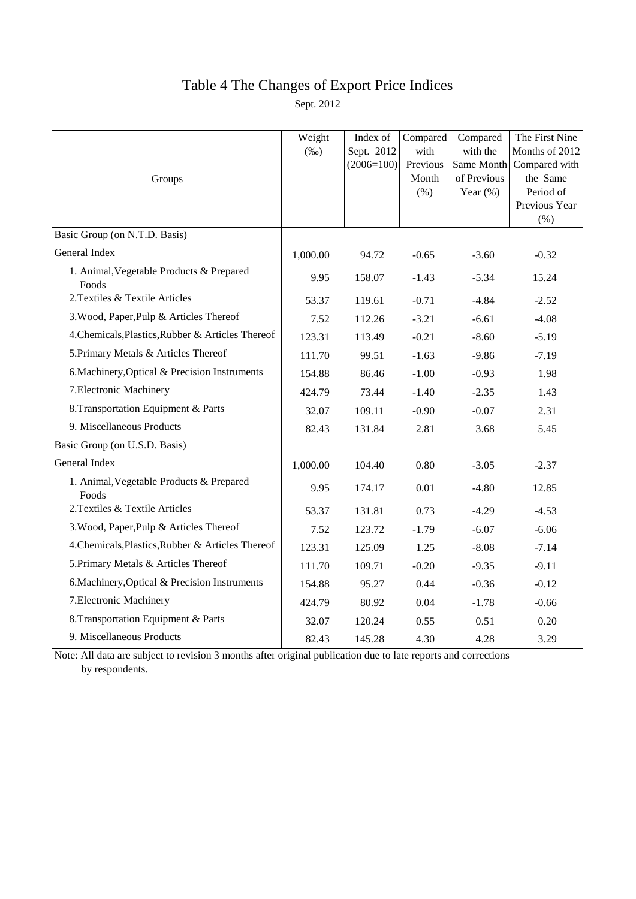# Table 4 The Changes of Export Price Indices

Sept. 2012

| Groups | Weight (‰) | Index of Sept. 2012 (2006=100) | Compared with Previous Month (%) | Compared with the Same Month of Previous Year (%) | The First Nine Months of 2012 Compared with the Same Period of Previous Year (%) |
|---|---|---|---|---|---|
| Basic Group (on N.T.D. Basis) | | | | | |
| General Index | 1,000.00 | 94.72 | -0.65 | -3.60 | -0.32 |
| 1. Animal,Vegetable Products & Prepared Foods | 9.95 | 158.07 | -1.43 | -5.34 | 15.24 |
| 2.Textiles & Textile Articles | 53.37 | 119.61 | -0.71 | -4.84 | -2.52 |
| 3.Wood, Paper,Pulp & Articles Thereof | 7.52 | 112.26 | -3.21 | -6.61 | -4.08 |
| 4.Chemicals,Plastics,Rubber & Articles Thereof | 123.31 | 113.49 | -0.21 | -8.60 | -5.19 |
| 5.Primary Metals & Articles Thereof | 111.70 | 99.51 | -1.63 | -9.86 | -7.19 |
| 6.Machinery,Optical & Precision Instruments | 154.88 | 86.46 | -1.00 | -0.93 | 1.98 |
| 7.Electronic Machinery | 424.79 | 73.44 | -1.40 | -2.35 | 1.43 |
| 8.Transportation Equipment & Parts | 32.07 | 109.11 | -0.90 | -0.07 | 2.31 |
| 9. Miscellaneous Products | 82.43 | 131.84 | 2.81 | 3.68 | 5.45 |
| Basic Group (on U.S.D. Basis) | | | | | |
| General Index | 1,000.00 | 104.40 | 0.80 | -3.05 | -2.37 |
| 1. Animal,Vegetable Products & Prepared Foods | 9.95 | 174.17 | 0.01 | -4.80 | 12.85 |
| 2.Textiles & Textile Articles | 53.37 | 131.81 | 0.73 | -4.29 | -4.53 |
| 3.Wood, Paper,Pulp & Articles Thereof | 7.52 | 123.72 | -1.79 | -6.07 | -6.06 |
| 4.Chemicals,Plastics,Rubber & Articles Thereof | 123.31 | 125.09 | 1.25 | -8.08 | -7.14 |
| 5.Primary Metals & Articles Thereof | 111.70 | 109.71 | -0.20 | -9.35 | -9.11 |
| 6.Machinery,Optical & Precision Instruments | 154.88 | 95.27 | 0.44 | -0.36 | -0.12 |
| 7.Electronic Machinery | 424.79 | 80.92 | 0.04 | -1.78 | -0.66 |
| 8.Transportation Equipment & Parts | 32.07 | 120.24 | 0.55 | 0.51 | 0.20 |
| 9. Miscellaneous Products | 82.43 | 145.28 | 4.30 | 4.28 | 3.29 |

Note: All data are subject to revision 3 months after original publication due to late reports and corrections by respondents.